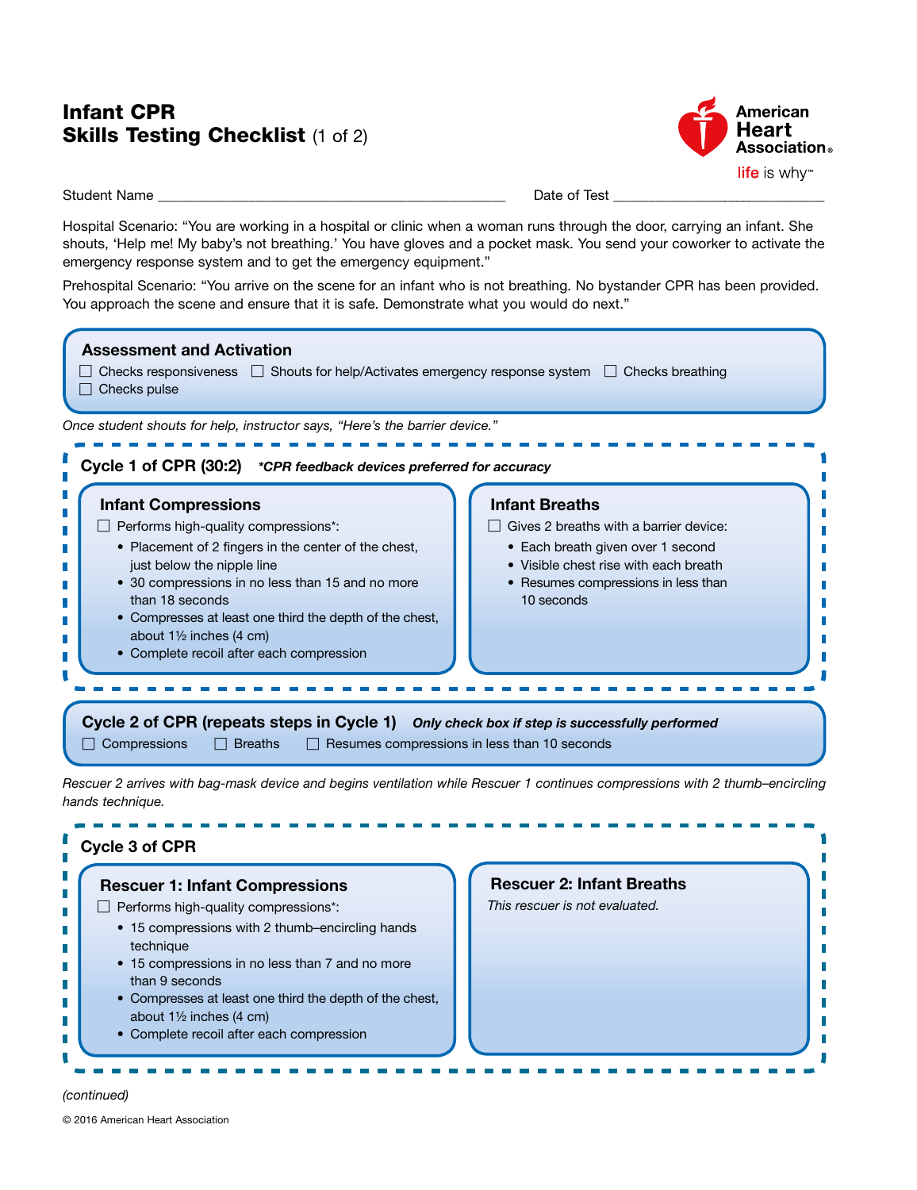# Infant CPR
# Skills Testing Checklist (1 of 2)

American Heart Association
life is why™

Student Name ______________________________________________ Date of Test ____________________________

Hospital Scenario: "You are working in a hospital or clinic when a woman runs through the door, carrying an infant. She shouts, 'Help me! My baby's not breathing.' You have gloves and a pocket mask. You send your coworker to activate the emergency response system and to get the emergency equipment."

Prehospital Scenario: "You arrive on the scene for an infant who is not breathing. No bystander CPR has been provided. You approach the scene and ensure that it is safe. Demonstrate what you would do next."

## Assessment and Activation

- ☐ Checks responsiveness
- ☐ Shouts for help/Activates emergency response system
- ☐ Checks breathing
- ☐ Checks pulse

*Once student shouts for help, instructor says, "Here's the barrier device."*

## Cycle 1 of CPR (30:2) *\*CPR feedback devices preferred for accuracy*

### Infant Compressions

☐ Performs high-quality compressions*:

- Placement of 2 fingers in the center of the chest, just below the nipple line
- 30 compressions in no less than 15 and no more than 18 seconds
- Compresses at least one third the depth of the chest, about 1½ inches (4 cm)
- Complete recoil after each compression

### Infant Breaths

☐ Gives 2 breaths with a barrier device:

- Each breath given over 1 second
- Visible chest rise with each breath
- Resumes compressions in less than 10 seconds

## Cycle 2 of CPR (repeats steps in Cycle 1) *Only check box if step is successfully performed*

- ☐ Compressions
- ☐ Breaths
- ☐ Resumes compressions in less than 10 seconds

*Rescuer 2 arrives with bag-mask device and begins ventilation while Rescuer 1 continues compressions with 2 thumb–encircling hands technique.*

## Cycle 3 of CPR

### Rescuer 1: Infant Compressions

☐ Performs high-quality compressions*:

- 15 compressions with 2 thumb–encircling hands technique
- 15 compressions in no less than 7 and no more than 9 seconds
- Compresses at least one third the depth of the chest, about 1½ inches (4 cm)
- Complete recoil after each compression

### Rescuer 2: Infant Breaths

*This rescuer is not evaluated.*

*(continued)*

© 2016 American Heart Association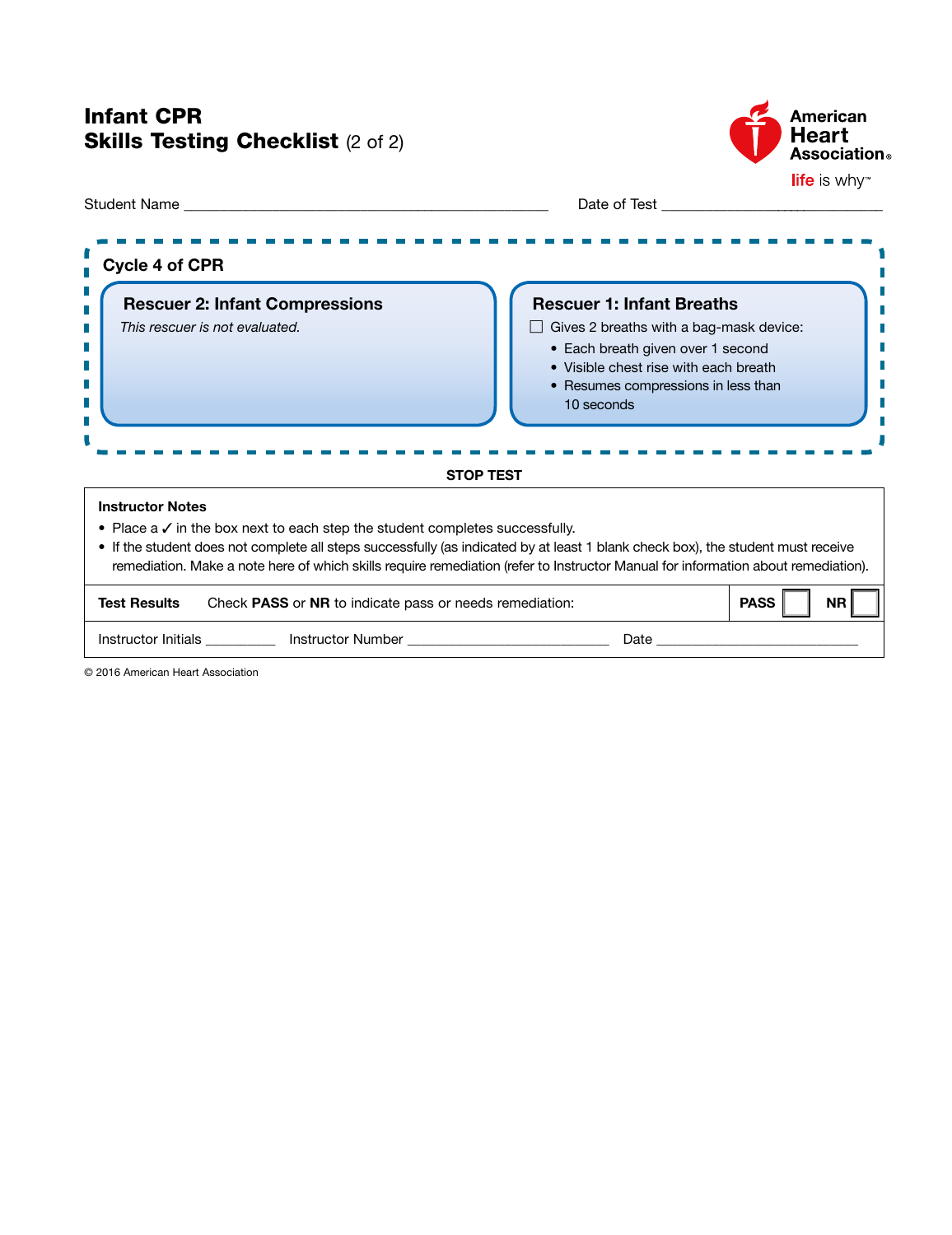# Infant CPR

## Skills Testing Checklist (2 of 2)

Student Name ______________________________ Date of Test ____________________

### Cycle 4 of CPR

**Rescuer 2: Infant Compressions**

*This rescuer is not evaluated.*

**Rescuer 1: Infant Breaths**

☐ Gives 2 breaths with a bag-mask device:

- Each breath given over 1 second
- Visible chest rise with each breath
- Resumes compressions in less than 10 seconds

**STOP TEST**

**Instructor Notes**

- Place a ✓ in the box next to each step the student completes successfully.
- If the student does not complete all steps successfully (as indicated by at least 1 blank check box), the student must receive remediation. Make a note here of which skills require remediation (refer to Instructor Manual for information about remediation).

**Test Results** Check **PASS** or **NR** to indicate pass or needs remediation: **PASS** ☐ **NR** ☐

Instructor Initials ________ Instructor Number ____________________ Date ____________________

© 2016 American Heart Association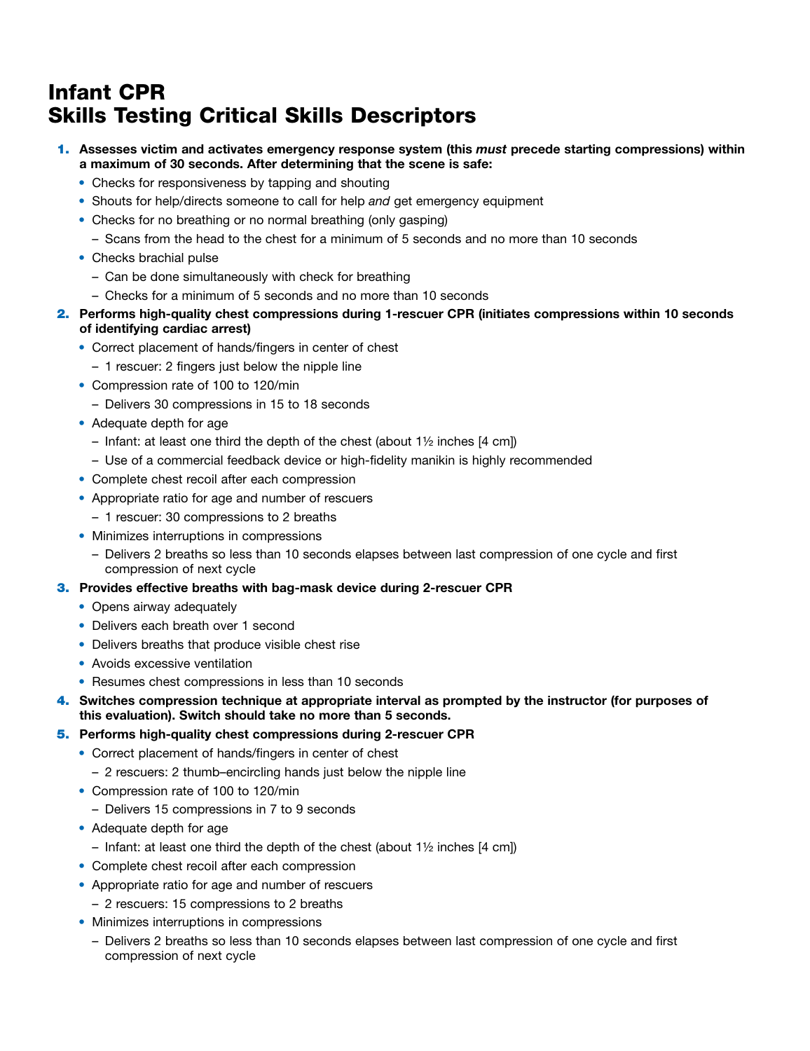# Infant CPR
# Skills Testing Critical Skills Descriptors

1. **Assesses victim and activates emergency response system (this *must* precede starting compressions) within a maximum of 30 seconds. After determining that the scene is safe:**
   - Checks for responsiveness by tapping and shouting
   - Shouts for help/directs someone to call for help *and* get emergency equipment
   - Checks for no breathing or no normal breathing (only gasping)
     - Scans from the head to the chest for a minimum of 5 seconds and no more than 10 seconds
   - Checks brachial pulse
     - Can be done simultaneously with check for breathing
     - Checks for a minimum of 5 seconds and no more than 10 seconds
2. **Performs high-quality chest compressions during 1-rescuer CPR (initiates compressions within 10 seconds of identifying cardiac arrest)**
   - Correct placement of hands/fingers in center of chest
     - 1 rescuer: 2 fingers just below the nipple line
   - Compression rate of 100 to 120/min
     - Delivers 30 compressions in 15 to 18 seconds
   - Adequate depth for age
     - Infant: at least one third the depth of the chest (about 1½ inches [4 cm])
     - Use of a commercial feedback device or high-fidelity manikin is highly recommended
   - Complete chest recoil after each compression
   - Appropriate ratio for age and number of rescuers
     - 1 rescuer: 30 compressions to 2 breaths
   - Minimizes interruptions in compressions
     - Delivers 2 breaths so less than 10 seconds elapses between last compression of one cycle and first compression of next cycle
3. **Provides effective breaths with bag-mask device during 2-rescuer CPR**
   - Opens airway adequately
   - Delivers each breath over 1 second
   - Delivers breaths that produce visible chest rise
   - Avoids excessive ventilation
   - Resumes chest compressions in less than 10 seconds
4. **Switches compression technique at appropriate interval as prompted by the instructor (for purposes of this evaluation). Switch should take no more than 5 seconds.**
5. **Performs high-quality chest compressions during 2-rescuer CPR**
   - Correct placement of hands/fingers in center of chest
     - 2 rescuers: 2 thumb–encircling hands just below the nipple line
   - Compression rate of 100 to 120/min
     - Delivers 15 compressions in 7 to 9 seconds
   - Adequate depth for age
     - Infant: at least one third the depth of the chest (about 1½ inches [4 cm])
   - Complete chest recoil after each compression
   - Appropriate ratio for age and number of rescuers
     - 2 rescuers: 15 compressions to 2 breaths
   - Minimizes interruptions in compressions
     - Delivers 2 breaths so less than 10 seconds elapses between last compression of one cycle and first compression of next cycle